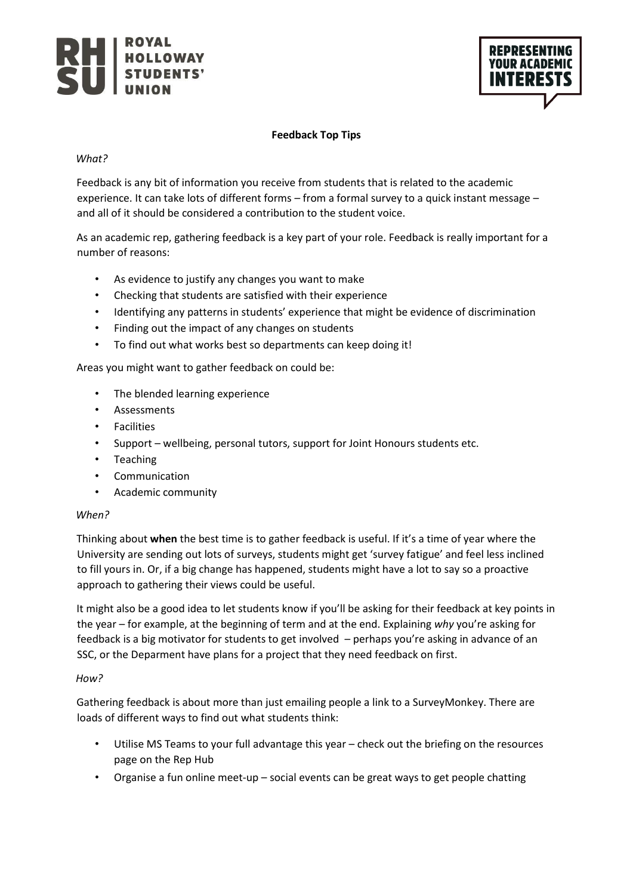ROYAL HOLLOWAY STUDENTS' UNION

REPRESENTING YOUR ACADEMIC INTERESTS

# Feedback Top Tips

*What?*

Feedback is any bit of information you receive from students that is related to the academic experience. It can take lots of different forms – from a formal survey to a quick instant message – and all of it should be considered a contribution to the student voice.

As an academic rep, gathering feedback is a key part of your role. Feedback is really important for a number of reasons:

- As evidence to justify any changes you want to make
- Checking that students are satisfied with their experience
- Identifying any patterns in students' experience that might be evidence of discrimination
- Finding out the impact of any changes on students
- To find out what works best so departments can keep doing it!

Areas you might want to gather feedback on could be:

- The blended learning experience
- Assessments
- Facilities
- Support – wellbeing, personal tutors, support for Joint Honours students etc.
- Teaching
- Communication
- Academic community

*When?*

Thinking about **when** the best time is to gather feedback is useful. If it's a time of year where the University are sending out lots of surveys, students might get 'survey fatigue' and feel less inclined to fill yours in. Or, if a big change has happened, students might have a lot to say so a proactive approach to gathering their views could be useful.

It might also be a good idea to let students know if you'll be asking for their feedback at key points in the year – for example, at the beginning of term and at the end. Explaining *why* you're asking for feedback is a big motivator for students to get involved – perhaps you're asking in advance of an SSC, or the Deparment have plans for a project that they need feedback on first.

*How?*

Gathering feedback is about more than just emailing people a link to a SurveyMonkey. There are loads of different ways to find out what students think:

- Utilise MS Teams to your full advantage this year – check out the briefing on the resources page on the Rep Hub
- Organise a fun online meet-up – social events can be great ways to get people chatting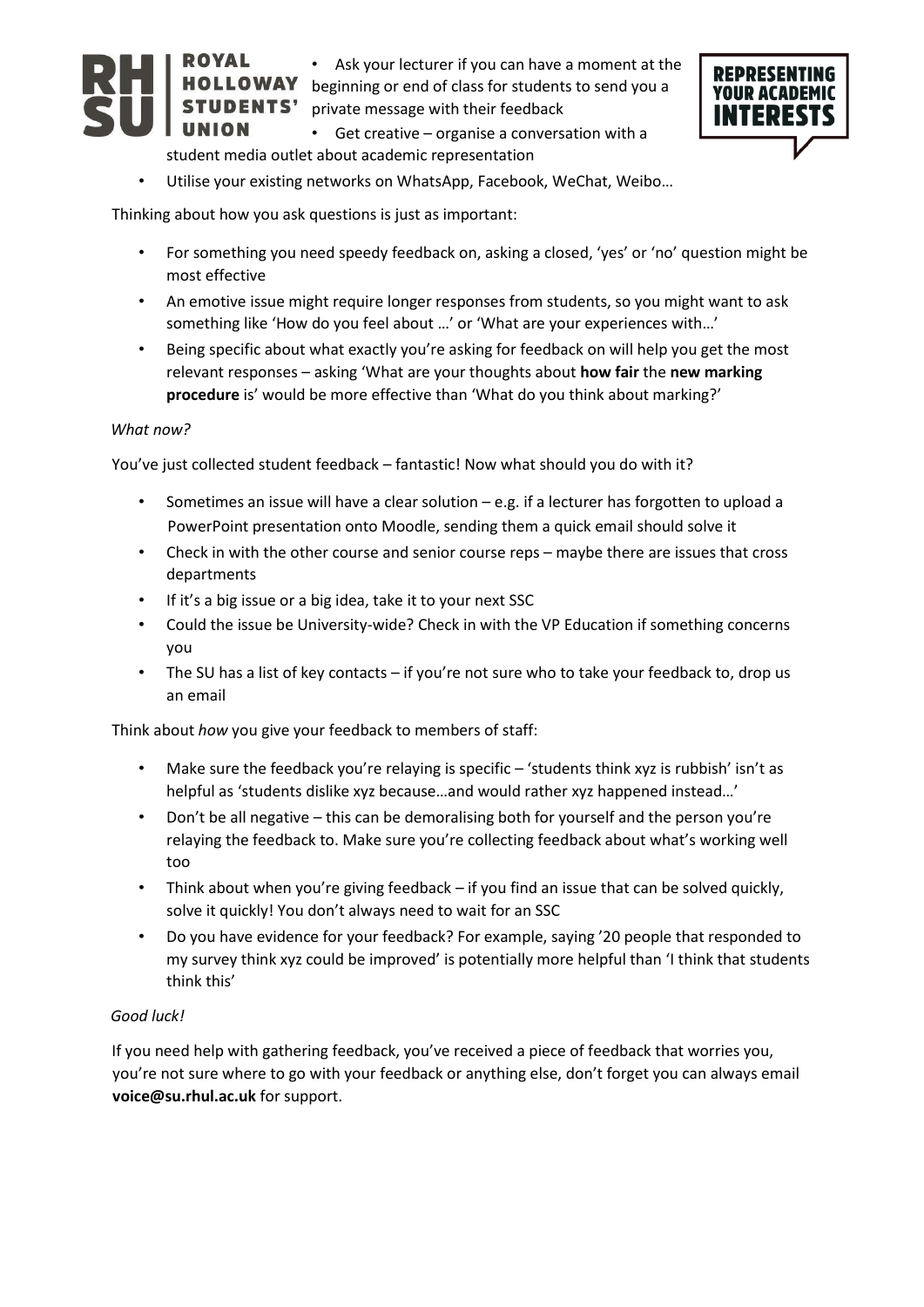- Ask your lecturer if you can have a moment at the beginning or end of class for students to send you a private message with their feedback
- Get creative – organise a conversation with a student media outlet about academic representation
- Utilise your existing networks on WhatsApp, Facebook, WeChat, Weibo…

Thinking about how you ask questions is just as important:

- For something you need speedy feedback on, asking a closed, 'yes' or 'no' question might be most effective
- An emotive issue might require longer responses from students, so you might want to ask something like 'How do you feel about …' or 'What are your experiences with…'
- Being specific about what exactly you're asking for feedback on will help you get the most relevant responses – asking 'What are your thoughts about **how fair** the **new marking procedure** is' would be more effective than 'What do you think about marking?'

*What now?*

You've just collected student feedback – fantastic! Now what should you do with it?

- Sometimes an issue will have a clear solution – e.g. if a lecturer has forgotten to upload a PowerPoint presentation onto Moodle, sending them a quick email should solve it
- Check in with the other course and senior course reps – maybe there are issues that cross departments
- If it's a big issue or a big idea, take it to your next SSC
- Could the issue be University-wide? Check in with the VP Education if something concerns you
- The SU has a list of key contacts – if you're not sure who to take your feedback to, drop us an email

Think about *how* you give your feedback to members of staff:

- Make sure the feedback you're relaying is specific – 'students think xyz is rubbish' isn't as helpful as 'students dislike xyz because…and would rather xyz happened instead…'
- Don't be all negative – this can be demoralising both for yourself and the person you're relaying the feedback to. Make sure you're collecting feedback about what's working well too
- Think about when you're giving feedback – if you find an issue that can be solved quickly, solve it quickly! You don't always need to wait for an SSC
- Do you have evidence for your feedback? For example, saying '20 people that responded to my survey think xyz could be improved' is potentially more helpful than 'I think that students think this'

*Good luck!*

If you need help with gathering feedback, you've received a piece of feedback that worries you, you're not sure where to go with your feedback or anything else, don't forget you can always email **voice@su.rhul.ac.uk** for support.